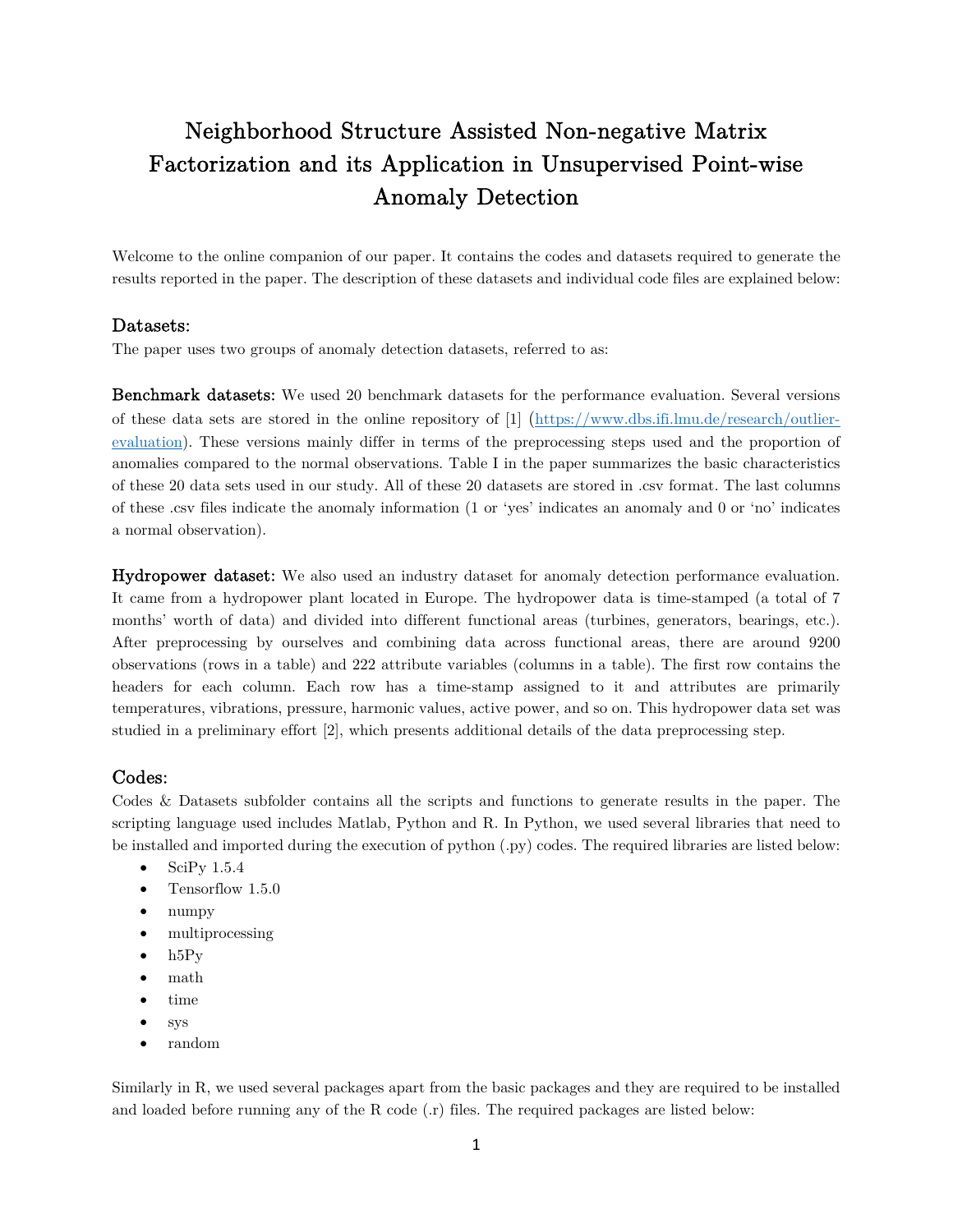# Neighborhood Structure Assisted Non-negative Matrix Factorization and its Application in Unsupervised Point-wise Anomaly Detection

Welcome to the online companion of our paper. It contains the codes and datasets required to generate the results reported in the paper. The description of these datasets and individual code files are explained below:

## Datasets:

The paper uses two groups of anomaly detection datasets, referred to as:

**Benchmark datasets:** We used 20 benchmark datasets for the performance evaluation. Several versions of these data sets are stored in the online repository of [1] (https://www.dbs.ifi.lmu.de/research/outlier-evaluation). These versions mainly differ in terms of the preprocessing steps used and the proportion of anomalies compared to the normal observations. Table I in the paper summarizes the basic characteristics of these 20 data sets used in our study. All of these 20 datasets are stored in .csv format. The last columns of these .csv files indicate the anomaly information (1 or 'yes' indicates an anomaly and 0 or 'no' indicates a normal observation).

**Hydropower dataset:** We also used an industry dataset for anomaly detection performance evaluation. It came from a hydropower plant located in Europe. The hydropower data is time-stamped (a total of 7 months' worth of data) and divided into different functional areas (turbines, generators, bearings, etc.). After preprocessing by ourselves and combining data across functional areas, there are around 9200 observations (rows in a table) and 222 attribute variables (columns in a table). The first row contains the headers for each column. Each row has a time-stamp assigned to it and attributes are primarily temperatures, vibrations, pressure, harmonic values, active power, and so on. This hydropower data set was studied in a preliminary effort [2], which presents additional details of the data preprocessing step.

## Codes:

Codes & Datasets subfolder contains all the scripts and functions to generate results in the paper. The scripting language used includes Matlab, Python and R. In Python, we used several libraries that need to be installed and imported during the execution of python (.py) codes. The required libraries are listed below:

- SciPy 1.5.4
- Tensorflow 1.5.0
- numpy
- multiprocessing
- h5Py
- math
- time
- sys
- random

Similarly in R, we used several packages apart from the basic packages and they are required to be installed and loaded before running any of the R code (.r) files. The required packages are listed below: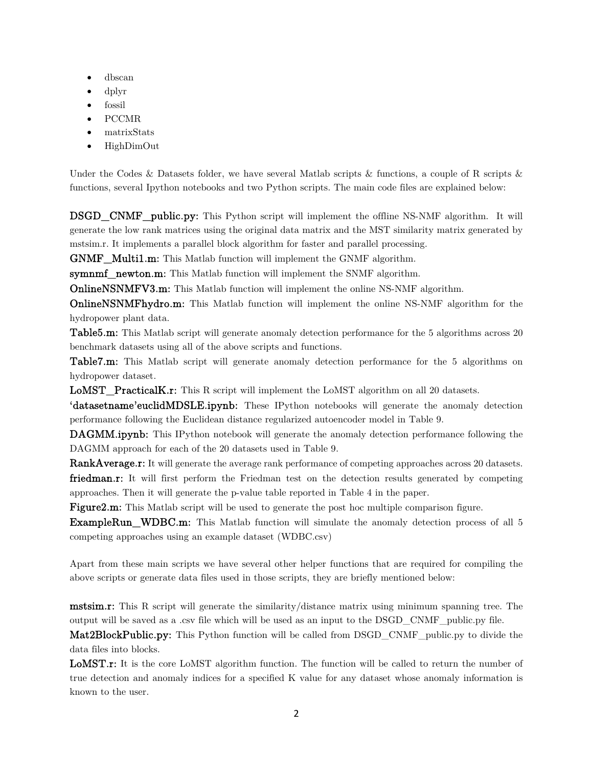- dbscan
- dplyr
- fossil
- PCCMR
- matrixStats
- HighDimOut

Under the Codes & Datasets folder, we have several Matlab scripts & functions, a couple of R scripts & functions, several Ipython notebooks and two Python scripts. The main code files are explained below:

**DSGD_CNMF_public.py:** This Python script will implement the offline NS-NMF algorithm. It will generate the low rank matrices using the original data matrix and the MST similarity matrix generated by mstsim.r. It implements a parallel block algorithm for faster and parallel processing.

**GNMF_Multi1.m:** This Matlab function will implement the GNMF algorithm.

**symnmf_newton.m:** This Matlab function will implement the SNMF algorithm.

**OnlineNSNMFV3.m:** This Matlab function will implement the online NS-NMF algorithm.

**OnlineNSNMFhydro.m:** This Matlab function will implement the online NS-NMF algorithm for the hydropower plant data.

**Table5.m:** This Matlab script will generate anomaly detection performance for the 5 algorithms across 20 benchmark datasets using all of the above scripts and functions.

**Table7.m:** This Matlab script will generate anomaly detection performance for the 5 algorithms on hydropower dataset.

**LoMST_PracticalK.r:** This R script will implement the LoMST algorithm on all 20 datasets.

**'datasetname'euclidMDSLE.ipynb:** These IPython notebooks will generate the anomaly detection performance following the Euclidean distance regularized autoencoder model in Table 9.

**DAGMM.ipynb:** This IPython notebook will generate the anomaly detection performance following the DAGMM approach for each of the 20 datasets used in Table 9.

**RankAverage.r:** It will generate the average rank performance of competing approaches across 20 datasets.

**friedman.r:** It will first perform the Friedman test on the detection results generated by competing approaches. Then it will generate the p-value table reported in Table 4 in the paper.

**Figure2.m:** This Matlab script will be used to generate the post hoc multiple comparison figure.

**ExampleRun_WDBC.m:** This Matlab function will simulate the anomaly detection process of all 5 competing approaches using an example dataset (WDBC.csv)

Apart from these main scripts we have several other helper functions that are required for compiling the above scripts or generate data files used in those scripts, they are briefly mentioned below:

**mstsim.r:** This R script will generate the similarity/distance matrix using minimum spanning tree. The output will be saved as a .csv file which will be used as an input to the DSGD_CNMF_public.py file.

**Mat2BlockPublic.py:** This Python function will be called from DSGD_CNMF_public.py to divide the data files into blocks.

**LoMST.r:** It is the core LoMST algorithm function. The function will be called to return the number of true detection and anomaly indices for a specified K value for any dataset whose anomaly information is known to the user.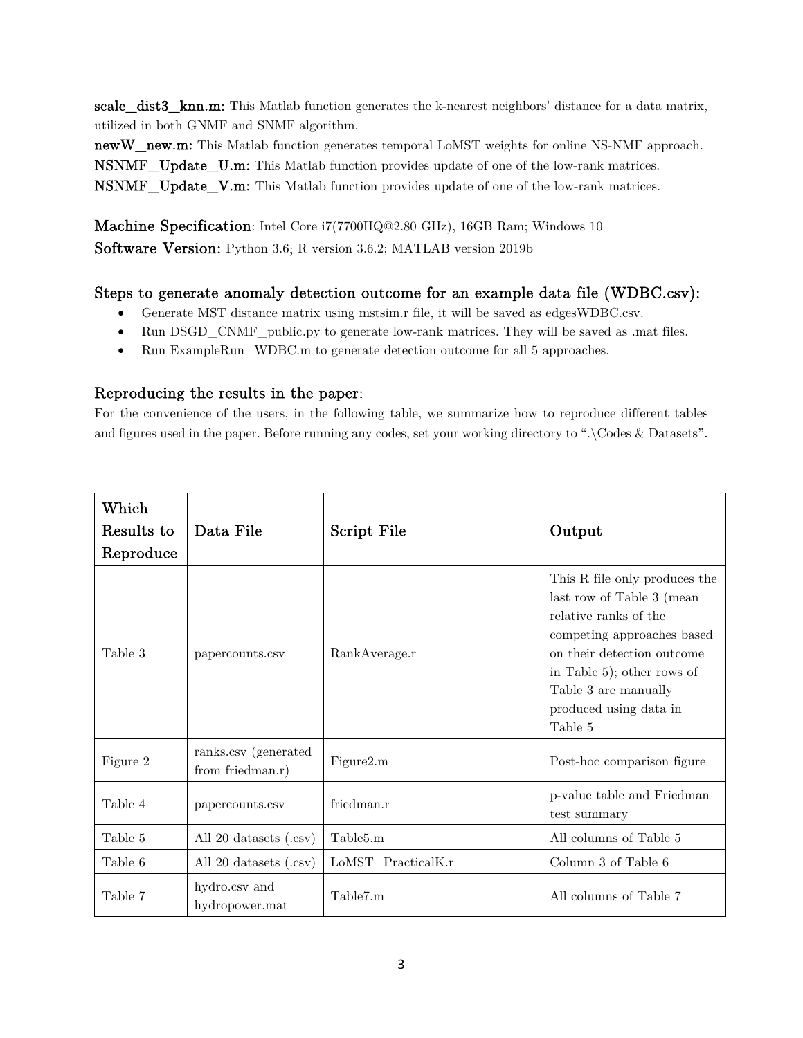**scale_dist3_knn.m:** This Matlab function generates the k-nearest neighbors' distance for a data matrix, utilized in both GNMF and SNMF algorithm.

**newW_new.m:** This Matlab function generates temporal LoMST weights for online NS-NMF approach.

**NSNMF_Update_U.m:** This Matlab function provides update of one of the low-rank matrices.

**NSNMF_Update_V.m:** This Matlab function provides update of one of the low-rank matrices.

**Machine Specification**: Intel Core i7(7700HQ@2.80 GHz), 16GB Ram; Windows 10

**Software Version:** Python 3.6; R version 3.6.2; MATLAB version 2019b

### Steps to generate anomaly detection outcome for an example data file (WDBC.csv):

- Generate MST distance matrix using mstsim.r file, it will be saved as edgesWDBC.csv.
- Run DSGD_CNMF_public.py to generate low-rank matrices. They will be saved as .mat files.
- Run ExampleRun_WDBC.m to generate detection outcome for all 5 approaches.

### Reproducing the results in the paper:

For the convenience of the users, in the following table, we summarize how to reproduce different tables and figures used in the paper. Before running any codes, set your working directory to ".\Codes & Datasets".

| Which Results to Reproduce | Data File | Script File | Output |
|---|---|---|---|
| Table 3 | papercounts.csv | RankAverage.r | This R file only produces the last row of Table 3 (mean relative ranks of the competing approaches based on their detection outcome in Table 5); other rows of Table 3 are manually produced using data in Table 5 |
| Figure 2 | ranks.csv (generated from friedman.r) | Figure2.m | Post-hoc comparison figure |
| Table 4 | papercounts.csv | friedman.r | p-value table and Friedman test summary |
| Table 5 | All 20 datasets (.csv) | Table5.m | All columns of Table 5 |
| Table 6 | All 20 datasets (.csv) | LoMST_PracticalK.r | Column 3 of Table 6 |
| Table 7 | hydro.csv and hydropower.mat | Table7.m | All columns of Table 7 |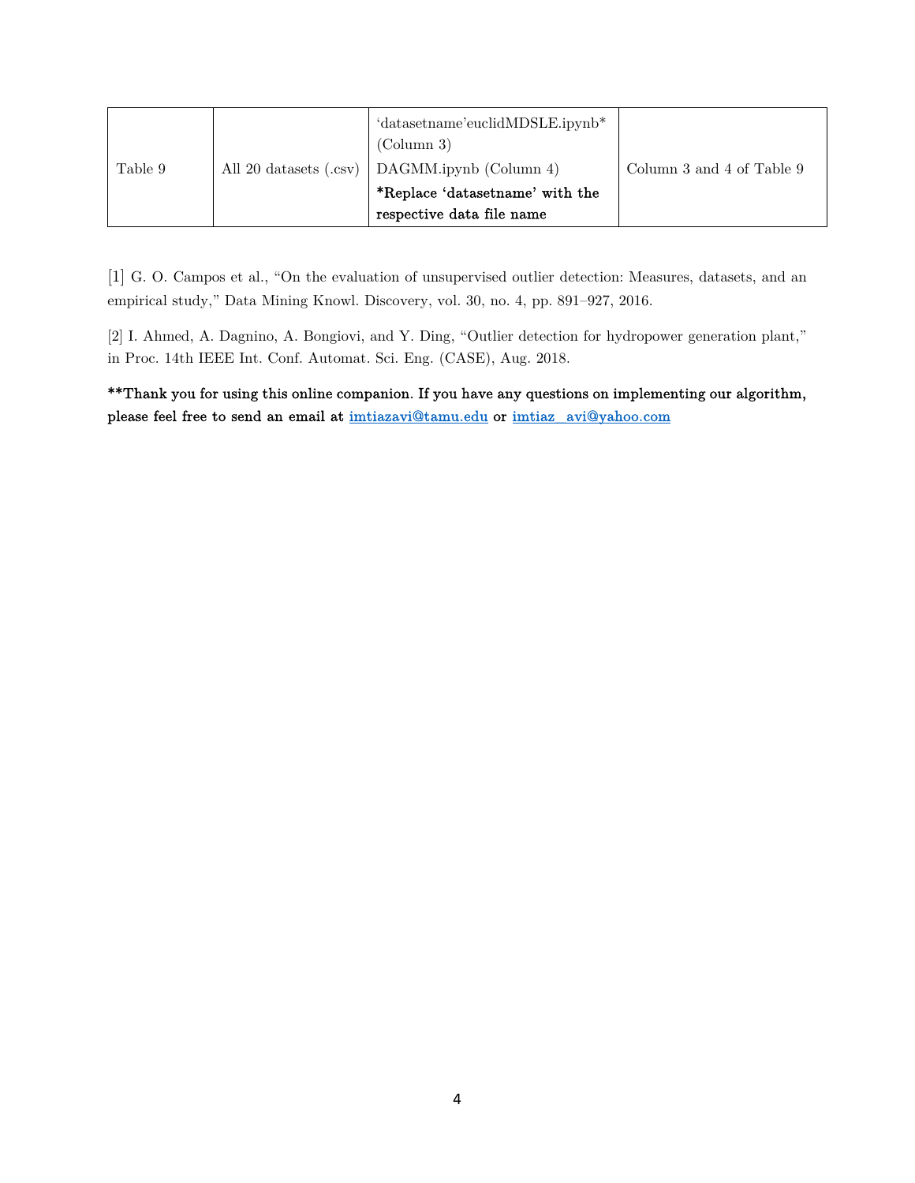| | | | |
|---|---|---|---|
| Table 9 | All 20 datasets (.csv) | ‘datasetname’euclidMDSLE.ipynb* (Column 3)<br>DAGMM.ipynb (Column 4)<br>**\*Replace ‘datasetname’ with the respective data file name** | Column 3 and 4 of Table 9 |

[1] G. O. Campos et al., “On the evaluation of unsupervised outlier detection: Measures, datasets, and an empirical study,” Data Mining Knowl. Discovery, vol. 30, no. 4, pp. 891–927, 2016.

[2] I. Ahmed, A. Dagnino, A. Bongiovi, and Y. Ding, “Outlier detection for hydropower generation plant,” in Proc. 14th IEEE Int. Conf. Automat. Sci. Eng. (CASE), Aug. 2018.

**\*\*Thank you for using this online companion. If you have any questions on implementing our algorithm, please feel free to send an email at imtiazavi@tamu.edu or imtiaz_avi@yahoo.com**